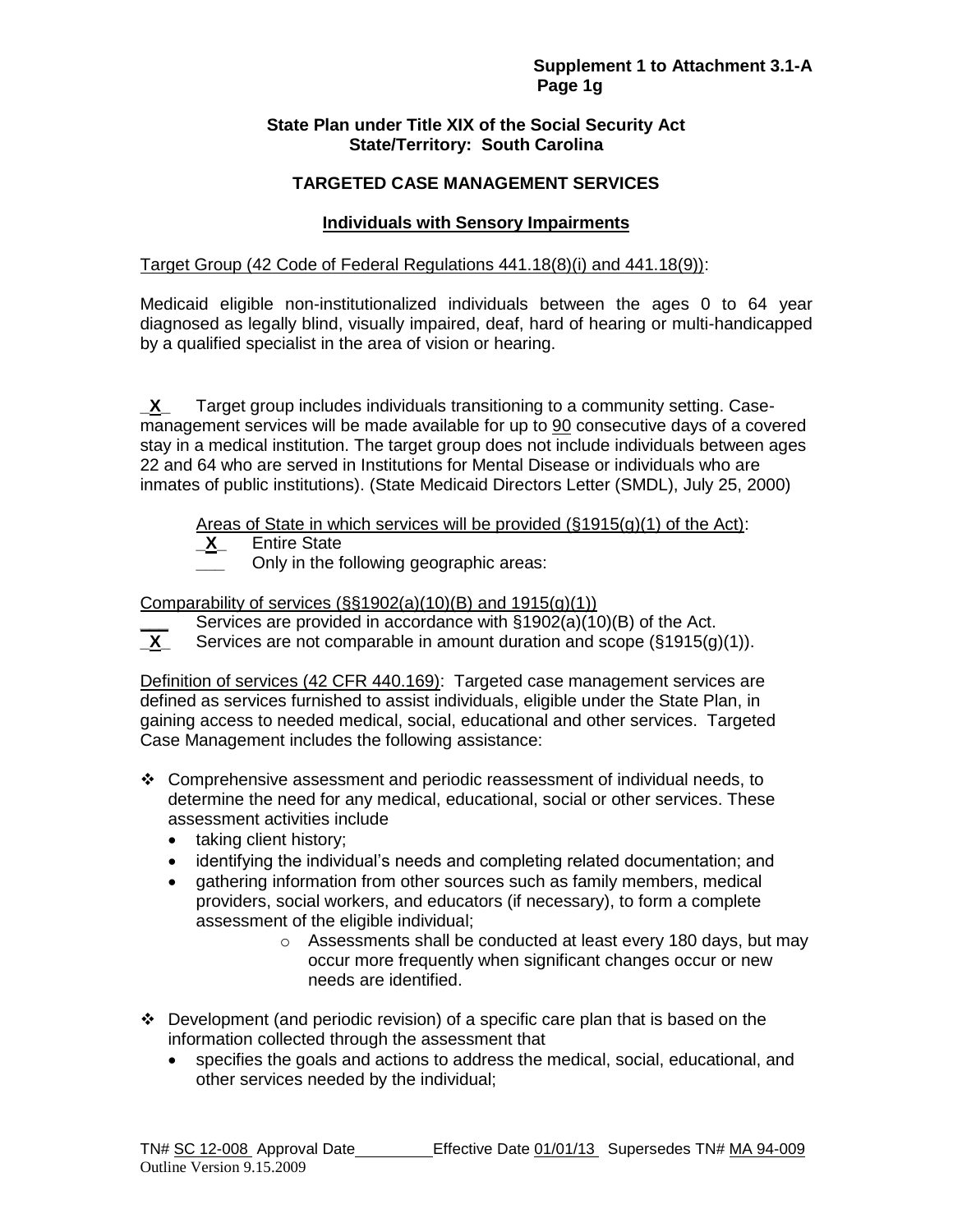**Supplement 1 to Attachment 3.1-A**
**Page 1g**

**State Plan under Title XIX of the Social Security Act**
**State/Territory: South Carolina**

## TARGETED CASE MANAGEMENT SERVICES

### Individuals with Sensory Impairments

Target Group (42 Code of Federal Regulations 441.18(8)(i) and 441.18(9)):

Medicaid eligible non-institutionalized individuals between the ages 0 to 64 year diagnosed as legally blind, visually impaired, deaf, hard of hearing or multi-handicapped by a qualified specialist in the area of vision or hearing.

_**X**_ Target group includes individuals transitioning to a community setting. Case-management services will be made available for up to 90 consecutive days of a covered stay in a medical institution. The target group does not include individuals between ages 22 and 64 who are served in Institutions for Mental Disease or individuals who are inmates of public institutions). (State Medicaid Directors Letter (SMDL), July 25, 2000)

Areas of State in which services will be provided (§1915(g)(1) of the Act):

_**X**_ Entire State

___ Only in the following geographic areas:

Comparability of services (§§1902(a)(10)(B) and 1915(g)(1))

___ Services are provided in accordance with §1902(a)(10)(B) of the Act.

_**X**_ Services are not comparable in amount duration and scope (§1915(g)(1)).

Definition of services (42 CFR 440.169): Targeted case management services are defined as services furnished to assist individuals, eligible under the State Plan, in gaining access to needed medical, social, educational and other services. Targeted Case Management includes the following assistance:

- Comprehensive assessment and periodic reassessment of individual needs, to determine the need for any medical, educational, social or other services. These assessment activities include
  - taking client history;
  - identifying the individual's needs and completing related documentation; and
  - gathering information from other sources such as family members, medical providers, social workers, and educators (if necessary), to form a complete assessment of the eligible individual;
    - Assessments shall be conducted at least every 180 days, but may occur more frequently when significant changes occur or new needs are identified.
- Development (and periodic revision) of a specific care plan that is based on the information collected through the assessment that
  - specifies the goals and actions to address the medical, social, educational, and other services needed by the individual;

TN# SC 12-008 Approval Date ________ Effective Date 01/01/13 Supersedes TN# MA 94-009
Outline Version 9.15.2009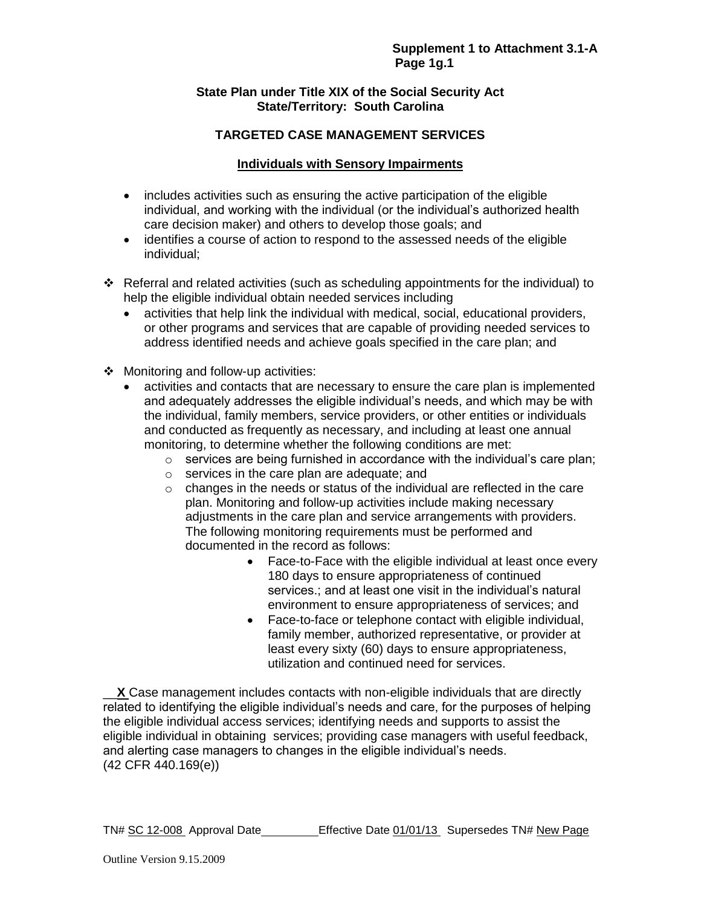**State Plan under Title XIX of the Social Security Act**
**State/Territory: South Carolina**

## TARGETED CASE MANAGEMENT SERVICES

### Individuals with Sensory Impairments

- includes activities such as ensuring the active participation of the eligible individual, and working with the individual (or the individual's authorized health care decision maker) and others to develop those goals; and
- identifies a course of action to respond to the assessed needs of the eligible individual;

- Referral and related activities (such as scheduling appointments for the individual) to help the eligible individual obtain needed services including
  - activities that help link the individual with medical, social, educational providers, or other programs and services that are capable of providing needed services to address identified needs and achieve goals specified in the care plan; and

- Monitoring and follow-up activities:
  - activities and contacts that are necessary to ensure the care plan is implemented and adequately addresses the eligible individual's needs, and which may be with the individual, family members, service providers, or other entities or individuals and conducted as frequently as necessary, and including at least one annual monitoring, to determine whether the following conditions are met:
    - services are being furnished in accordance with the individual's care plan;
    - services in the care plan are adequate; and
    - changes in the needs or status of the individual are reflected in the care plan. Monitoring and follow-up activities include making necessary adjustments in the care plan and service arrangements with providers. The following monitoring requirements must be performed and documented in the record as follows:
      - Face-to-Face with the eligible individual at least once every 180 days to ensure appropriateness of continued services.; and at least one visit in the individual's natural environment to ensure appropriateness of services; and
      - Face-to-face or telephone contact with eligible individual, family member, authorized representative, or provider at least every sixty (60) days to ensure appropriateness, utilization and continued need for services.

__X__ Case management includes contacts with non-eligible individuals that are directly related to identifying the eligible individual's needs and care, for the purposes of helping the eligible individual access services; identifying needs and supports to assist the eligible individual in obtaining services; providing case managers with useful feedback, and alerting case managers to changes in the eligible individual's needs. (42 CFR 440.169(e))

TN# SC 12-008 Approval Date\_\_\_\_\_\_\_\_\_ Effective Date 01/01/13 Supersedes TN# New Page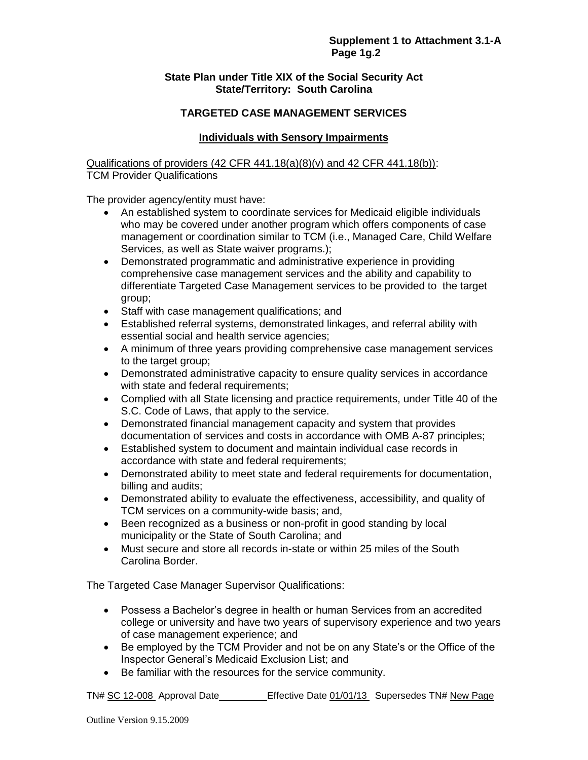**State Plan under Title XIX of the Social Security Act**
**State/Territory: South Carolina**

## TARGETED CASE MANAGEMENT SERVICES

### Individuals with Sensory Impairments

Qualifications of providers (42 CFR 441.18(a)(8)(v) and 42 CFR 441.18(b)):
TCM Provider Qualifications

The provider agency/entity must have:

- An established system to coordinate services for Medicaid eligible individuals who may be covered under another program which offers components of case management or coordination similar to TCM (i.e., Managed Care, Child Welfare Services, as well as State waiver programs.);
- Demonstrated programmatic and administrative experience in providing comprehensive case management services and the ability and capability to differentiate Targeted Case Management services to be provided to the target group;
- Staff with case management qualifications; and
- Established referral systems, demonstrated linkages, and referral ability with essential social and health service agencies;
- A minimum of three years providing comprehensive case management services to the target group;
- Demonstrated administrative capacity to ensure quality services in accordance with state and federal requirements;
- Complied with all State licensing and practice requirements, under Title 40 of the S.C. Code of Laws, that apply to the service.
- Demonstrated financial management capacity and system that provides documentation of services and costs in accordance with OMB A-87 principles;
- Established system to document and maintain individual case records in accordance with state and federal requirements;
- Demonstrated ability to meet state and federal requirements for documentation, billing and audits;
- Demonstrated ability to evaluate the effectiveness, accessibility, and quality of TCM services on a community-wide basis; and,
- Been recognized as a business or non-profit in good standing by local municipality or the State of South Carolina; and
- Must secure and store all records in-state or within 25 miles of the South Carolina Border.

The Targeted Case Manager Supervisor Qualifications:

- Possess a Bachelor's degree in health or human Services from an accredited college or university and have two years of supervisory experience and two years of case management experience; and
- Be employed by the TCM Provider and not be on any State's or the Office of the Inspector General's Medicaid Exclusion List; and
- Be familiar with the resources for the service community.

TN# SC 12-008 Approval Date \_\_\_\_\_\_\_\_\_ Effective Date 01/01/13 Supersedes TN# New Page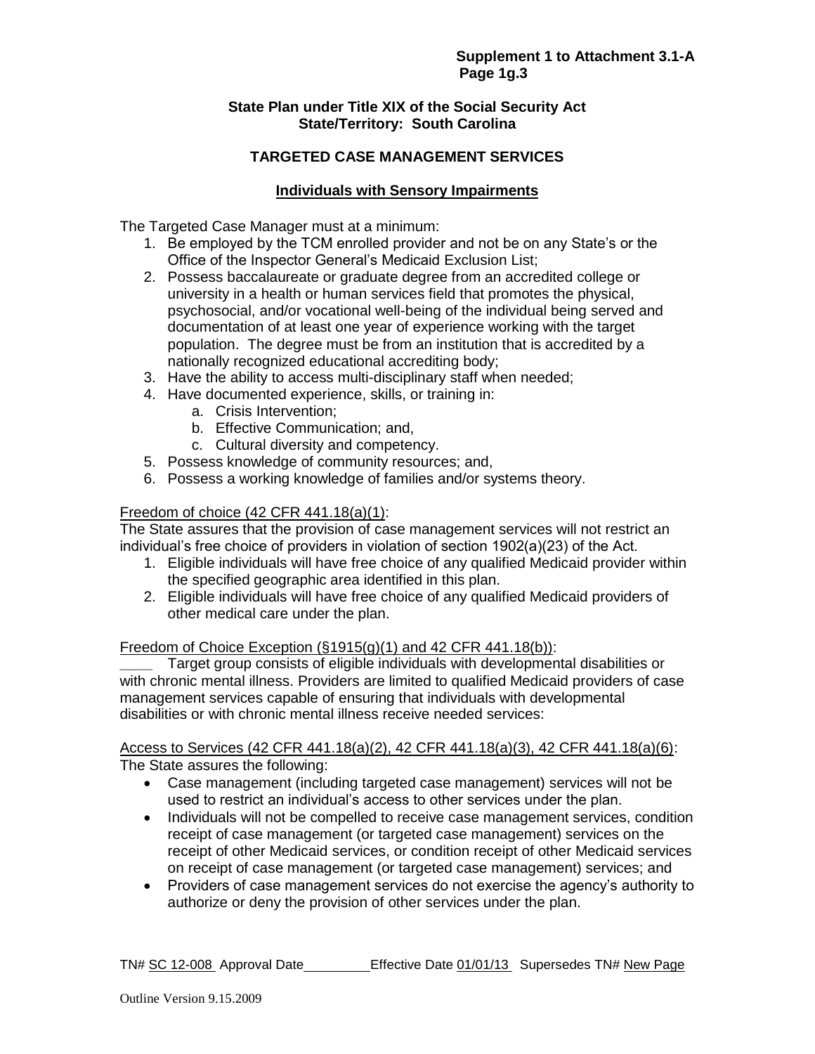**State Plan under Title XIX of the Social Security Act**
**State/Territory: South Carolina**

## TARGETED CASE MANAGEMENT SERVICES

### Individuals with Sensory Impairments

The Targeted Case Manager must at a minimum:

1. Be employed by the TCM enrolled provider and not be on any State's or the Office of the Inspector General's Medicaid Exclusion List;
2. Possess baccalaureate or graduate degree from an accredited college or university in a health or human services field that promotes the physical, psychosocial, and/or vocational well-being of the individual being served and documentation of at least one year of experience working with the target population. The degree must be from an institution that is accredited by a nationally recognized educational accrediting body;
3. Have the ability to access multi-disciplinary staff when needed;
4. Have documented experience, skills, or training in:
   a. Crisis Intervention;
   b. Effective Communication; and,
   c. Cultural diversity and competency.
5. Possess knowledge of community resources; and,
6. Possess a working knowledge of families and/or systems theory.

Freedom of choice (42 CFR 441.18(a)(1):
The State assures that the provision of case management services will not restrict an individual's free choice of providers in violation of section 1902(a)(23) of the Act.

1. Eligible individuals will have free choice of any qualified Medicaid provider within the specified geographic area identified in this plan.
2. Eligible individuals will have free choice of any qualified Medicaid providers of other medical care under the plan.

Freedom of Choice Exception (§1915(g)(1) and 42 CFR 441.18(b)):
\_\_\_\_ Target group consists of eligible individuals with developmental disabilities or with chronic mental illness. Providers are limited to qualified Medicaid providers of case management services capable of ensuring that individuals with developmental disabilities or with chronic mental illness receive needed services:

Access to Services (42 CFR 441.18(a)(2), 42 CFR 441.18(a)(3), 42 CFR 441.18(a)(6):
The State assures the following:

- Case management (including targeted case management) services will not be used to restrict an individual's access to other services under the plan.
- Individuals will not be compelled to receive case management services, condition receipt of case management (or targeted case management) services on the receipt of other Medicaid services, or condition receipt of other Medicaid services on receipt of case management (or targeted case management) services; and
- Providers of case management services do not exercise the agency's authority to authorize or deny the provision of other services under the plan.

TN# SC 12-008 Approval Date\_\_\_\_\_\_\_\_\_ Effective Date 01/01/13 Supersedes TN# New Page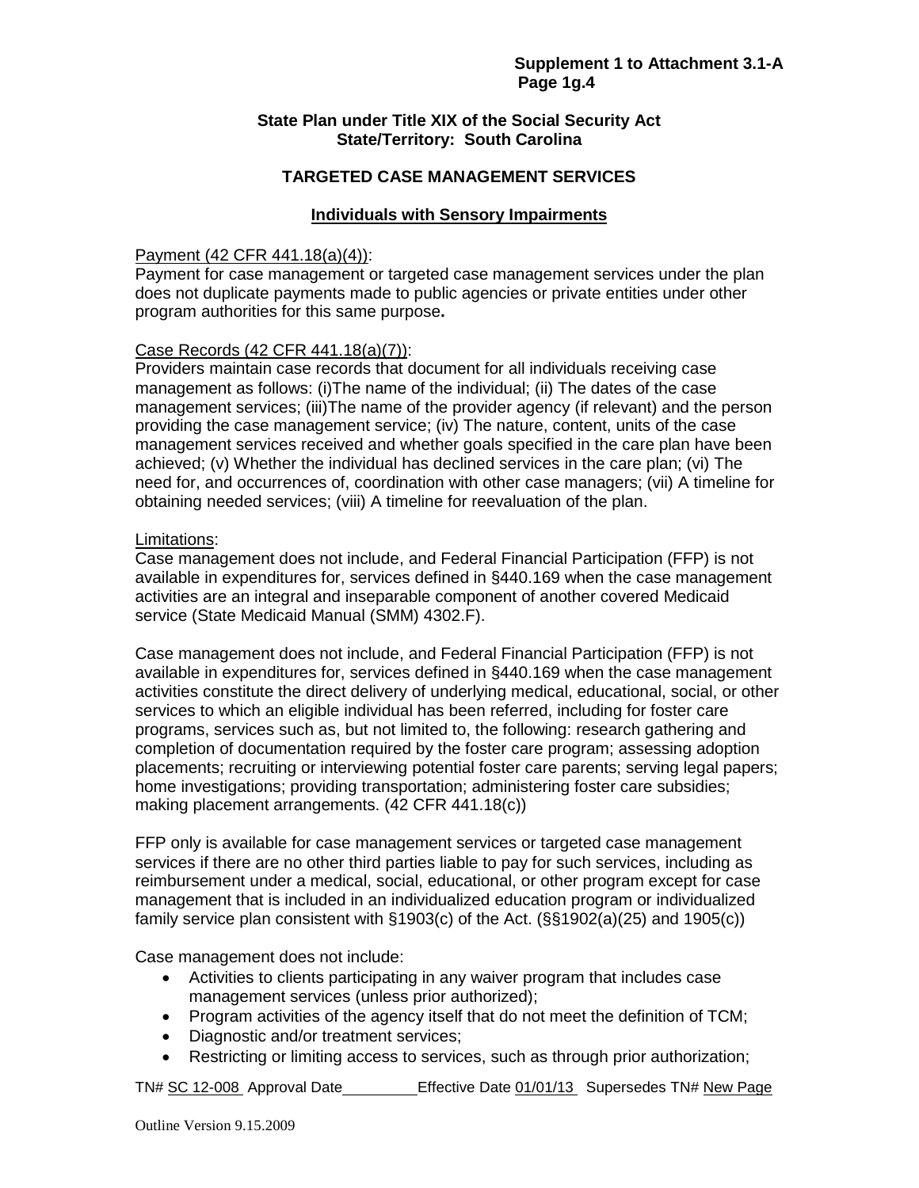**Supplement 1 to Attachment 3.1-A**
**Page 1g.4**

**State Plan under Title XIX of the Social Security Act**
**State/Territory: South Carolina**

## TARGETED CASE MANAGEMENT SERVICES

### Individuals with Sensory Impairments

Payment (42 CFR 441.18(a)(4)):
Payment for case management or targeted case management services under the plan does not duplicate payments made to public agencies or private entities under other program authorities for this same purpose**.**

Case Records (42 CFR 441.18(a)(7)):
Providers maintain case records that document for all individuals receiving case management as follows: (i)The name of the individual; (ii) The dates of the case management services; (iii)The name of the provider agency (if relevant) and the person providing the case management service; (iv) The nature, content, units of the case management services received and whether goals specified in the care plan have been achieved; (v) Whether the individual has declined services in the care plan; (vi) The need for, and occurrences of, coordination with other case managers; (vii) A timeline for obtaining needed services; (viii) A timeline for reevaluation of the plan.

Limitations:
Case management does not include, and Federal Financial Participation (FFP) is not available in expenditures for, services defined in §440.169 when the case management activities are an integral and inseparable component of another covered Medicaid service (State Medicaid Manual (SMM) 4302.F).

Case management does not include, and Federal Financial Participation (FFP) is not available in expenditures for, services defined in §440.169 when the case management activities constitute the direct delivery of underlying medical, educational, social, or other services to which an eligible individual has been referred, including for foster care programs, services such as, but not limited to, the following: research gathering and completion of documentation required by the foster care program; assessing adoption placements; recruiting or interviewing potential foster care parents; serving legal papers; home investigations; providing transportation; administering foster care subsidies; making placement arrangements. (42 CFR 441.18(c))

FFP only is available for case management services or targeted case management services if there are no other third parties liable to pay for such services, including as reimbursement under a medical, social, educational, or other program except for case management that is included in an individualized education program or individualized family service plan consistent with §1903(c) of the Act. (§§1902(a)(25) and 1905(c))

Case management does not include:

- Activities to clients participating in any waiver program that includes case management services (unless prior authorized);
- Program activities of the agency itself that do not meet the definition of TCM;
- Diagnostic and/or treatment services;
- Restricting or limiting access to services, such as through prior authorization;

TN# SC 12-008 Approval Date \_\_\_\_\_\_\_\_\_ Effective Date 01/01/13 Supersedes TN# New Page

Outline Version 9.15.2009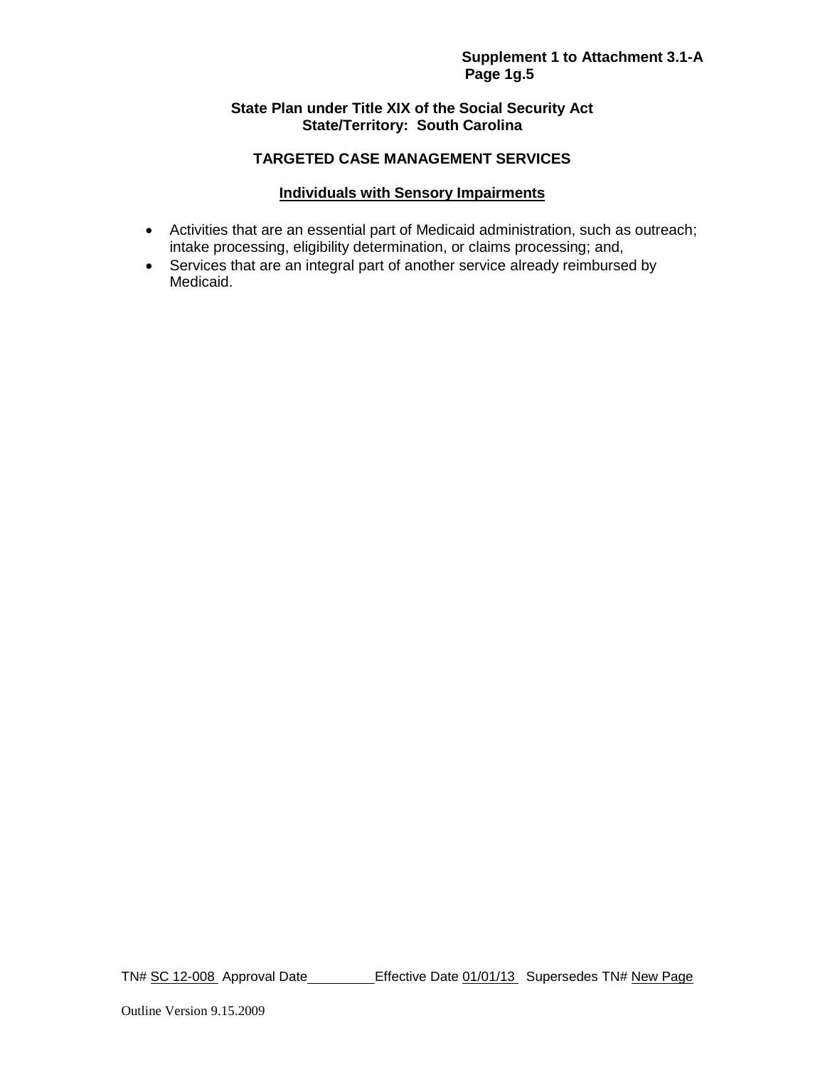State Plan under Title XIX of the Social Security Act
State/Territory: South Carolina

## TARGETED CASE MANAGEMENT SERVICES

### Individuals with Sensory Impairments

- Activities that are an essential part of Medicaid administration, such as outreach; intake processing, eligibility determination, or claims processing; and,
- Services that are an integral part of another service already reimbursed by Medicaid.